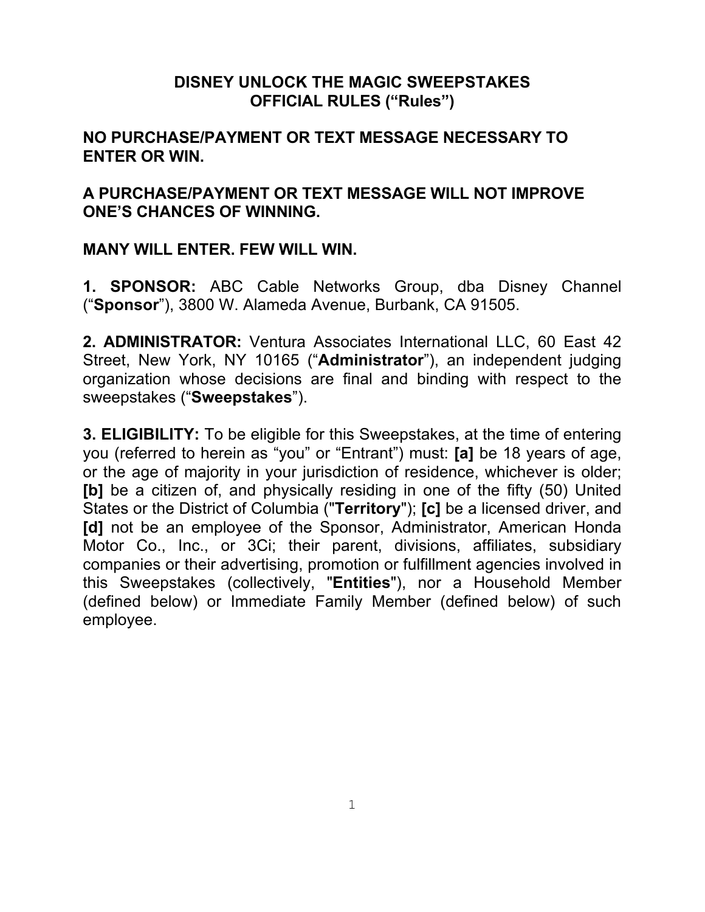# DISNEY UNLOCK THE MAGIC SWEEPSTAKES
## OFFICIAL RULES ("Rules")

**NO PURCHASE/PAYMENT OR TEXT MESSAGE NECESSARY TO ENTER OR WIN.**

**A PURCHASE/PAYMENT OR TEXT MESSAGE WILL NOT IMPROVE ONE'S CHANCES OF WINNING.**

**MANY WILL ENTER. FEW WILL WIN.**

**1. SPONSOR:** ABC Cable Networks Group, dba Disney Channel ("**Sponsor**"), 3800 W. Alameda Avenue, Burbank, CA 91505.

**2. ADMINISTRATOR:** Ventura Associates International LLC, 60 East 42 Street, New York, NY 10165 ("**Administrator**"), an independent judging organization whose decisions are final and binding with respect to the sweepstakes ("**Sweepstakes**").

**3. ELIGIBILITY:** To be eligible for this Sweepstakes, at the time of entering you (referred to herein as "you" or "Entrant") must: **[a]** be 18 years of age, or the age of majority in your jurisdiction of residence, whichever is older; **[b]** be a citizen of, and physically residing in one of the fifty (50) United States or the District of Columbia ("**Territory**"); **[c]** be a licensed driver, and **[d]** not be an employee of the Sponsor, Administrator, American Honda Motor Co., Inc., or 3Ci; their parent, divisions, affiliates, subsidiary companies or their advertising, promotion or fulfillment agencies involved in this Sweepstakes (collectively, "**Entities**"), nor a Household Member (defined below) or Immediate Family Member (defined below) of such employee.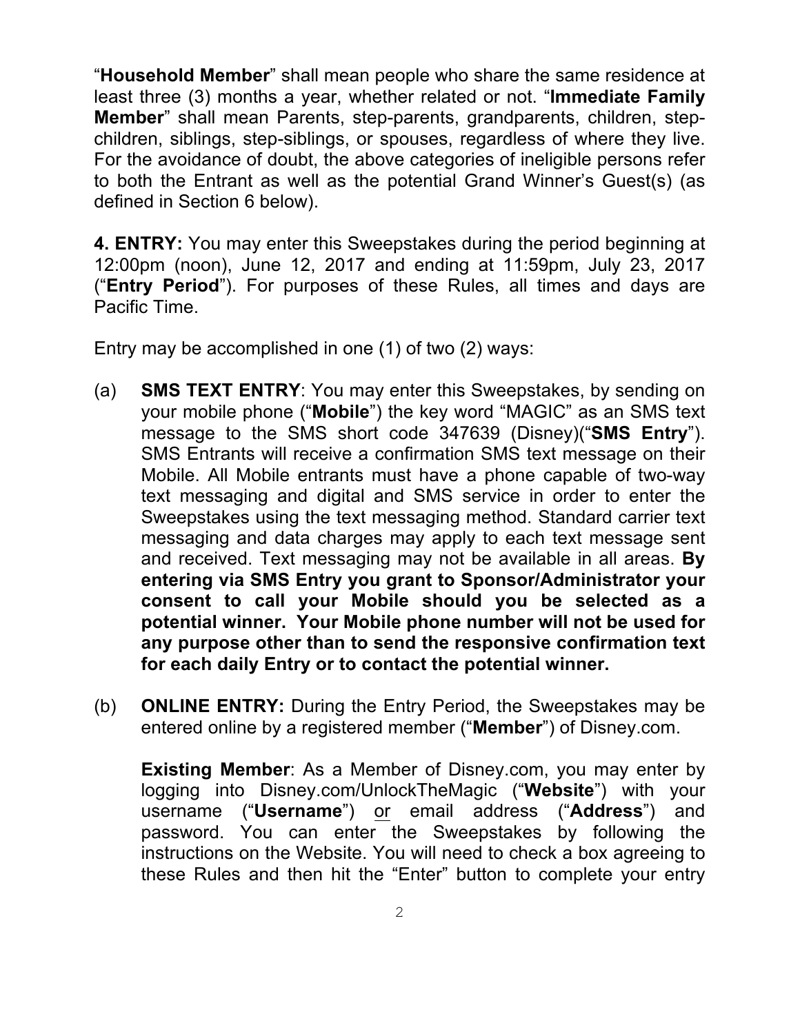"**Household Member**" shall mean people who share the same residence at least three (3) months a year, whether related or not. "**Immediate Family Member**" shall mean Parents, step-parents, grandparents, children, step-children, siblings, step-siblings, or spouses, regardless of where they live. For the avoidance of doubt, the above categories of ineligible persons refer to both the Entrant as well as the potential Grand Winner's Guest(s) (as defined in Section 6 below).

**4. ENTRY:** You may enter this Sweepstakes during the period beginning at 12:00pm (noon), June 12, 2017 and ending at 11:59pm, July 23, 2017 ("**Entry Period**"). For purposes of these Rules, all times and days are Pacific Time.

Entry may be accomplished in one (1) of two (2) ways:

(a) **SMS TEXT ENTRY**: You may enter this Sweepstakes, by sending on your mobile phone ("**Mobile**") the key word "MAGIC" as an SMS text message to the SMS short code 347639 (Disney)("**SMS Entry**"). SMS Entrants will receive a confirmation SMS text message on their Mobile. All Mobile entrants must have a phone capable of two-way text messaging and digital and SMS service in order to enter the Sweepstakes using the text messaging method. Standard carrier text messaging and data charges may apply to each text message sent and received. Text messaging may not be available in all areas. **By entering via SMS Entry you grant to Sponsor/Administrator your consent to call your Mobile should you be selected as a potential winner. Your Mobile phone number will not be used for any purpose other than to send the responsive confirmation text for each daily Entry or to contact the potential winner.**

(b) **ONLINE ENTRY:** During the Entry Period, the Sweepstakes may be entered online by a registered member ("**Member**") of Disney.com.

**Existing Member**: As a Member of Disney.com, you may enter by logging into Disney.com/UnlockTheMagic ("**Website**") with your username ("**Username**") <u>or</u> email address ("**Address**") and password. You can enter the Sweepstakes by following the instructions on the Website. You will need to check a box agreeing to these Rules and then hit the "Enter" button to complete your entry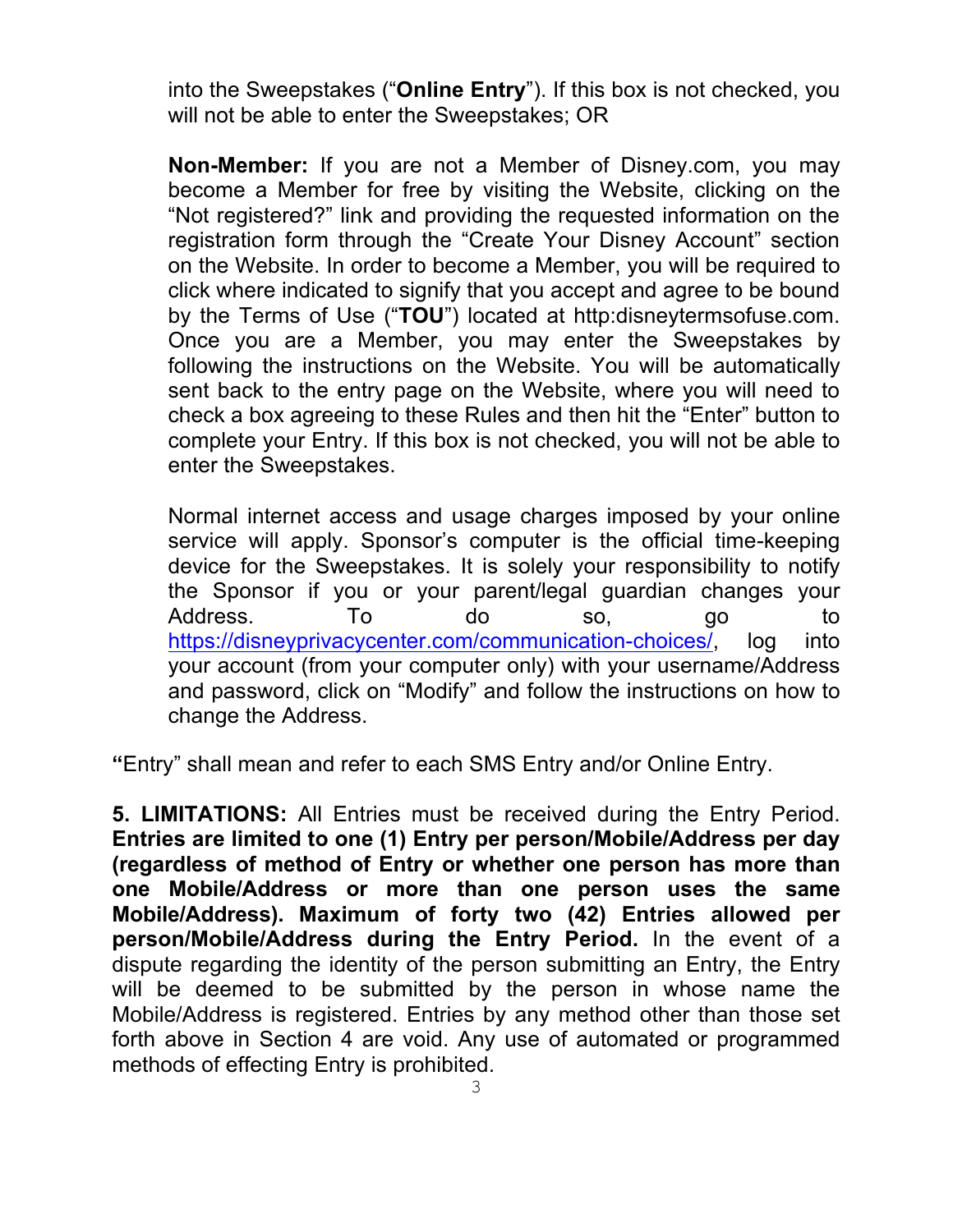into the Sweepstakes ("**Online Entry**"). If this box is not checked, you will not be able to enter the Sweepstakes; OR

**Non-Member:** If you are not a Member of Disney.com, you may become a Member for free by visiting the Website, clicking on the "Not registered?" link and providing the requested information on the registration form through the "Create Your Disney Account" section on the Website. In order to become a Member, you will be required to click where indicated to signify that you accept and agree to be bound by the Terms of Use ("**TOU**") located at http:disneytermsofuse.com. Once you are a Member, you may enter the Sweepstakes by following the instructions on the Website. You will be automatically sent back to the entry page on the Website, where you will need to check a box agreeing to these Rules and then hit the "Enter" button to complete your Entry. If this box is not checked, you will not be able to enter the Sweepstakes.

Normal internet access and usage charges imposed by your online service will apply. Sponsor's computer is the official time-keeping device for the Sweepstakes. It is solely your responsibility to notify the Sponsor if you or your parent/legal guardian changes your Address. To do so, go to [https://disneyprivacycenter.com/communication-choices/](https://disneyprivacycenter.com/communication-choices/), log into your account (from your computer only) with your username/Address and password, click on "Modify" and follow the instructions on how to change the Address.

**"**Entry" shall mean and refer to each SMS Entry and/or Online Entry.

**5. LIMITATIONS:** All Entries must be received during the Entry Period. **Entries are limited to one (1) Entry per person/Mobile/Address per day (regardless of method of Entry or whether one person has more than one Mobile/Address or more than one person uses the same Mobile/Address). Maximum of forty two (42) Entries allowed per person/Mobile/Address during the Entry Period.** In the event of a dispute regarding the identity of the person submitting an Entry, the Entry will be deemed to be submitted by the person in whose name the Mobile/Address is registered. Entries by any method other than those set forth above in Section 4 are void. Any use of automated or programmed methods of effecting Entry is prohibited.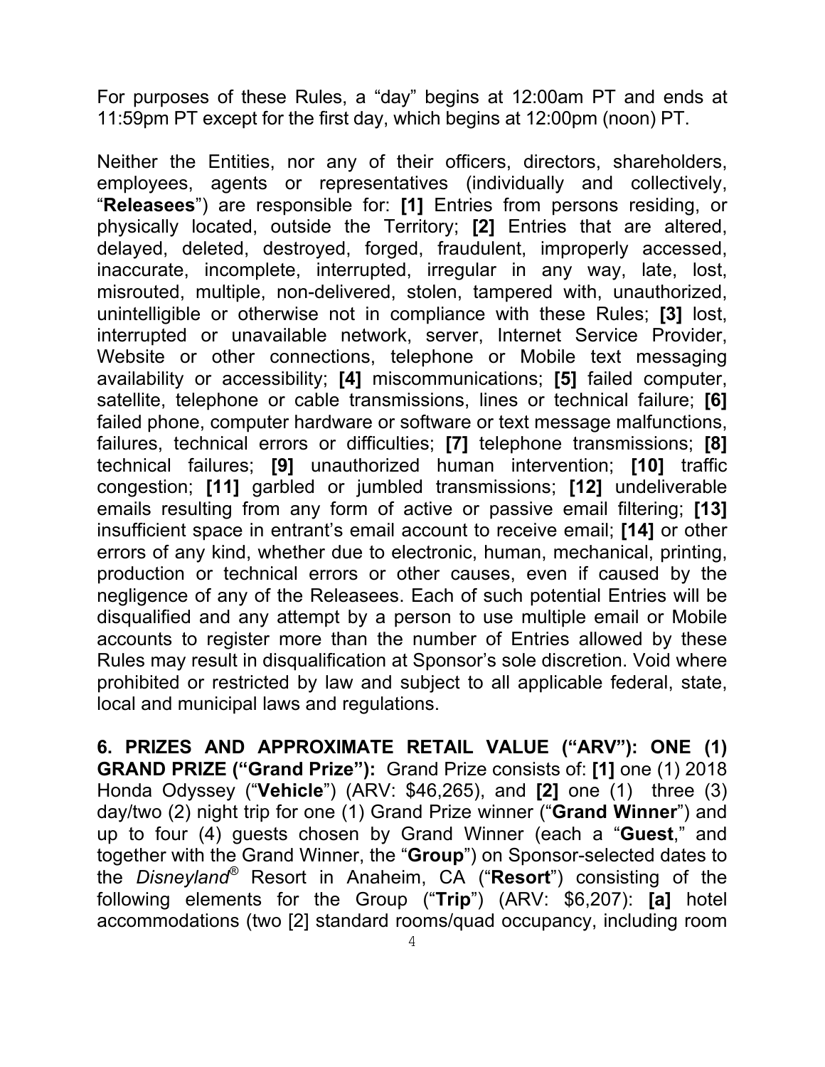For purposes of these Rules, a "day" begins at 12:00am PT and ends at 11:59pm PT except for the first day, which begins at 12:00pm (noon) PT.

Neither the Entities, nor any of their officers, directors, shareholders, employees, agents or representatives (individually and collectively, "**Releasees**") are responsible for: **[1]** Entries from persons residing, or physically located, outside the Territory; **[2]** Entries that are altered, delayed, deleted, destroyed, forged, fraudulent, improperly accessed, inaccurate, incomplete, interrupted, irregular in any way, late, lost, misrouted, multiple, non-delivered, stolen, tampered with, unauthorized, unintelligible or otherwise not in compliance with these Rules; **[3]** lost, interrupted or unavailable network, server, Internet Service Provider, Website or other connections, telephone or Mobile text messaging availability or accessibility; **[4]** miscommunications; **[5]** failed computer, satellite, telephone or cable transmissions, lines or technical failure; **[6]** failed phone, computer hardware or software or text message malfunctions, failures, technical errors or difficulties; **[7]** telephone transmissions; **[8]** technical failures; **[9]** unauthorized human intervention; **[10]** traffic congestion; **[11]** garbled or jumbled transmissions; **[12]** undeliverable emails resulting from any form of active or passive email filtering; **[13]** insufficient space in entrant's email account to receive email; **[14]** or other errors of any kind, whether due to electronic, human, mechanical, printing, production or technical errors or other causes, even if caused by the negligence of any of the Releasees. Each of such potential Entries will be disqualified and any attempt by a person to use multiple email or Mobile accounts to register more than the number of Entries allowed by these Rules may result in disqualification at Sponsor's sole discretion. Void where prohibited or restricted by law and subject to all applicable federal, state, local and municipal laws and regulations.

**6. PRIZES AND APPROXIMATE RETAIL VALUE ("ARV"): ONE (1) GRAND PRIZE ("Grand Prize"):** Grand Prize consists of: **[1]** one (1) 2018 Honda Odyssey ("**Vehicle**") (ARV: $46,265), and **[2]** one (1) three (3) day/two (2) night trip for one (1) Grand Prize winner ("**Grand Winner**") and up to four (4) guests chosen by Grand Winner (each a "**Guest**," and together with the Grand Winner, the "**Group**") on Sponsor-selected dates to the *Disneyland*® Resort in Anaheim, CA ("**Resort**") consisting of the following elements for the Group ("**Trip**") (ARV: $6,207): **[a]** hotel accommodations (two [2] standard rooms/quad occupancy, including room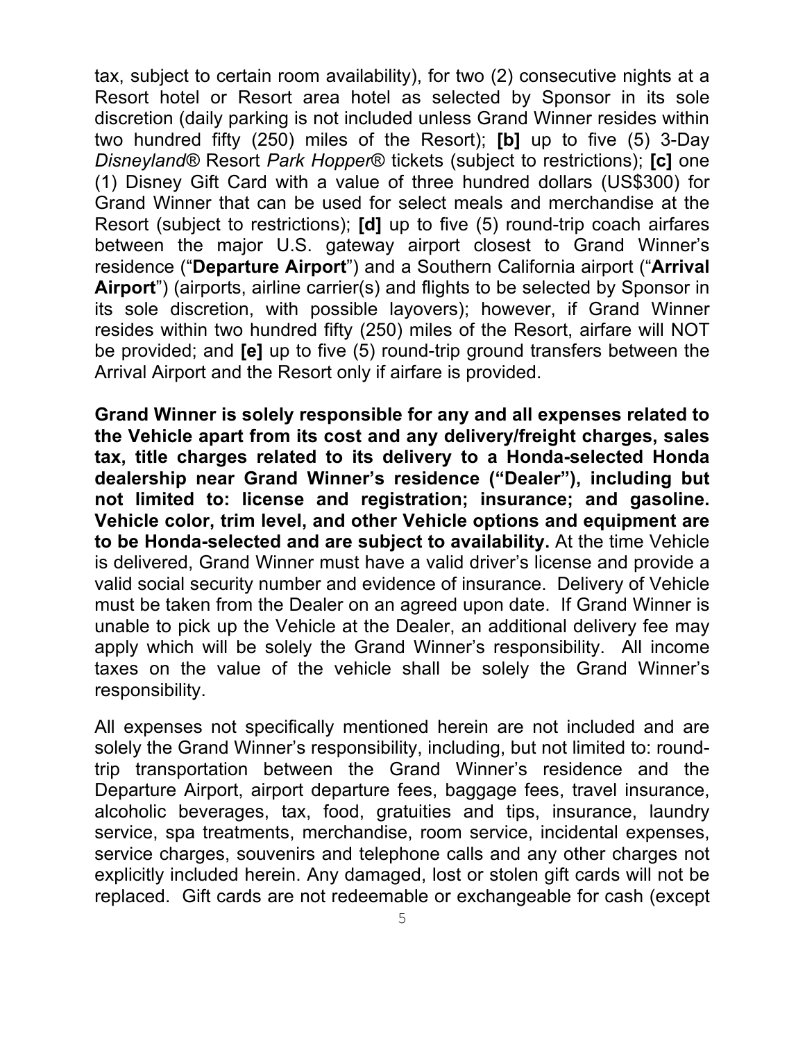tax, subject to certain room availability), for two (2) consecutive nights at a Resort hotel or Resort area hotel as selected by Sponsor in its sole discretion (daily parking is not included unless Grand Winner resides within two hundred fifty (250) miles of the Resort); **[b]** up to five (5) 3-Day *Disneyland*® Resort *Park Hopper*® tickets (subject to restrictions); **[c]** one (1) Disney Gift Card with a value of three hundred dollars (US$300) for Grand Winner that can be used for select meals and merchandise at the Resort (subject to restrictions); **[d]** up to five (5) round-trip coach airfares between the major U.S. gateway airport closest to Grand Winner's residence ("**Departure Airport**") and a Southern California airport ("**Arrival Airport**") (airports, airline carrier(s) and flights to be selected by Sponsor in its sole discretion, with possible layovers); however, if Grand Winner resides within two hundred fifty (250) miles of the Resort, airfare will NOT be provided; and **[e]** up to five (5) round-trip ground transfers between the Arrival Airport and the Resort only if airfare is provided.

**Grand Winner is solely responsible for any and all expenses related to the Vehicle apart from its cost and any delivery/freight charges, sales tax, title charges related to its delivery to a Honda-selected Honda dealership near Grand Winner's residence ("Dealer"), including but not limited to: license and registration; insurance; and gasoline. Vehicle color, trim level, and other Vehicle options and equipment are to be Honda-selected and are subject to availability.** At the time Vehicle is delivered, Grand Winner must have a valid driver's license and provide a valid social security number and evidence of insurance. Delivery of Vehicle must be taken from the Dealer on an agreed upon date. If Grand Winner is unable to pick up the Vehicle at the Dealer, an additional delivery fee may apply which will be solely the Grand Winner's responsibility. All income taxes on the value of the vehicle shall be solely the Grand Winner's responsibility.

All expenses not specifically mentioned herein are not included and are solely the Grand Winner's responsibility, including, but not limited to: round-trip transportation between the Grand Winner's residence and the Departure Airport, airport departure fees, baggage fees, travel insurance, alcoholic beverages, tax, food, gratuities and tips, insurance, laundry service, spa treatments, merchandise, room service, incidental expenses, service charges, souvenirs and telephone calls and any other charges not explicitly included herein. Any damaged, lost or stolen gift cards will not be replaced. Gift cards are not redeemable or exchangeable for cash (except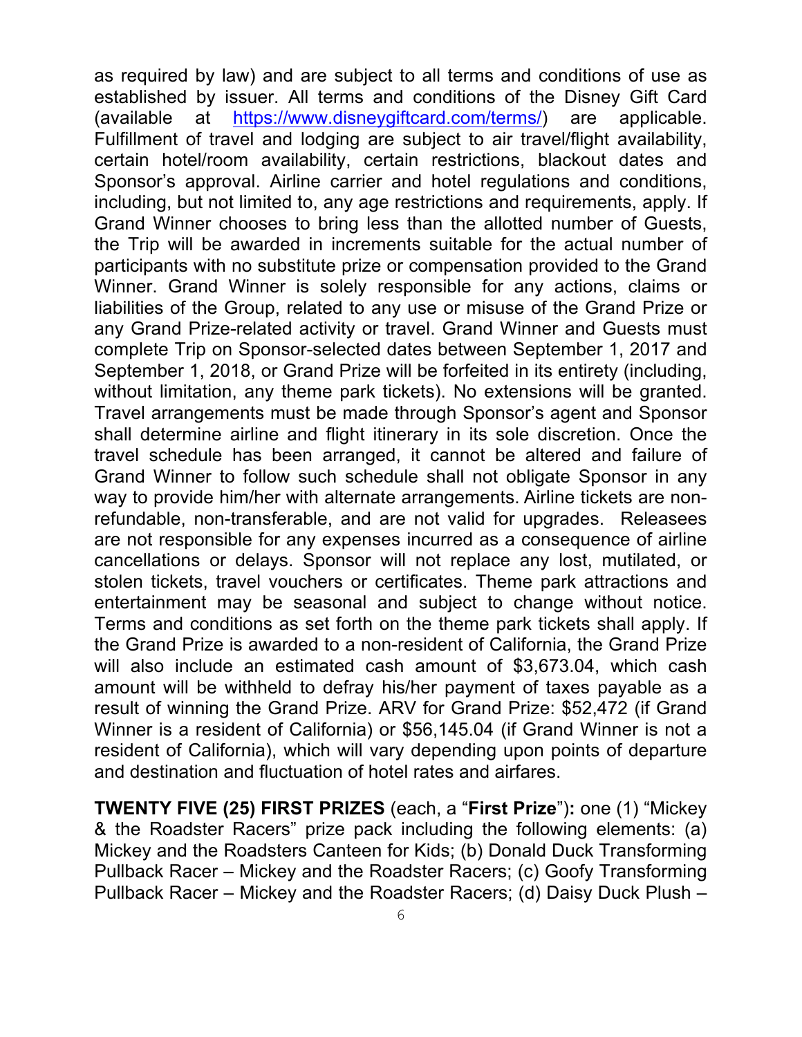as required by law) and are subject to all terms and conditions of use as established by issuer. All terms and conditions of the Disney Gift Card (available at https://www.disneygiftcard.com/terms/) are applicable. Fulfillment of travel and lodging are subject to air travel/flight availability, certain hotel/room availability, certain restrictions, blackout dates and Sponsor's approval. Airline carrier and hotel regulations and conditions, including, but not limited to, any age restrictions and requirements, apply. If Grand Winner chooses to bring less than the allotted number of Guests, the Trip will be awarded in increments suitable for the actual number of participants with no substitute prize or compensation provided to the Grand Winner. Grand Winner is solely responsible for any actions, claims or liabilities of the Group, related to any use or misuse of the Grand Prize or any Grand Prize-related activity or travel. Grand Winner and Guests must complete Trip on Sponsor-selected dates between September 1, 2017 and September 1, 2018, or Grand Prize will be forfeited in its entirety (including, without limitation, any theme park tickets). No extensions will be granted. Travel arrangements must be made through Sponsor's agent and Sponsor shall determine airline and flight itinerary in its sole discretion. Once the travel schedule has been arranged, it cannot be altered and failure of Grand Winner to follow such schedule shall not obligate Sponsor in any way to provide him/her with alternate arrangements. Airline tickets are non-refundable, non-transferable, and are not valid for upgrades. Releasees are not responsible for any expenses incurred as a consequence of airline cancellations or delays. Sponsor will not replace any lost, mutilated, or stolen tickets, travel vouchers or certificates. Theme park attractions and entertainment may be seasonal and subject to change without notice. Terms and conditions as set forth on the theme park tickets shall apply. If the Grand Prize is awarded to a non-resident of California, the Grand Prize will also include an estimated cash amount of $3,673.04, which cash amount will be withheld to defray his/her payment of taxes payable as a result of winning the Grand Prize. ARV for Grand Prize: $52,472 (if Grand Winner is a resident of California) or $56,145.04 (if Grand Winner is not a resident of California), which will vary depending upon points of departure and destination and fluctuation of hotel rates and airfares.

**TWENTY FIVE (25) FIRST PRIZES** (each, a "**First Prize**")**:** one (1) "Mickey & the Roadster Racers" prize pack including the following elements: (a) Mickey and the Roadsters Canteen for Kids; (b) Donald Duck Transforming Pullback Racer – Mickey and the Roadster Racers; (c) Goofy Transforming Pullback Racer – Mickey and the Roadster Racers; (d) Daisy Duck Plush –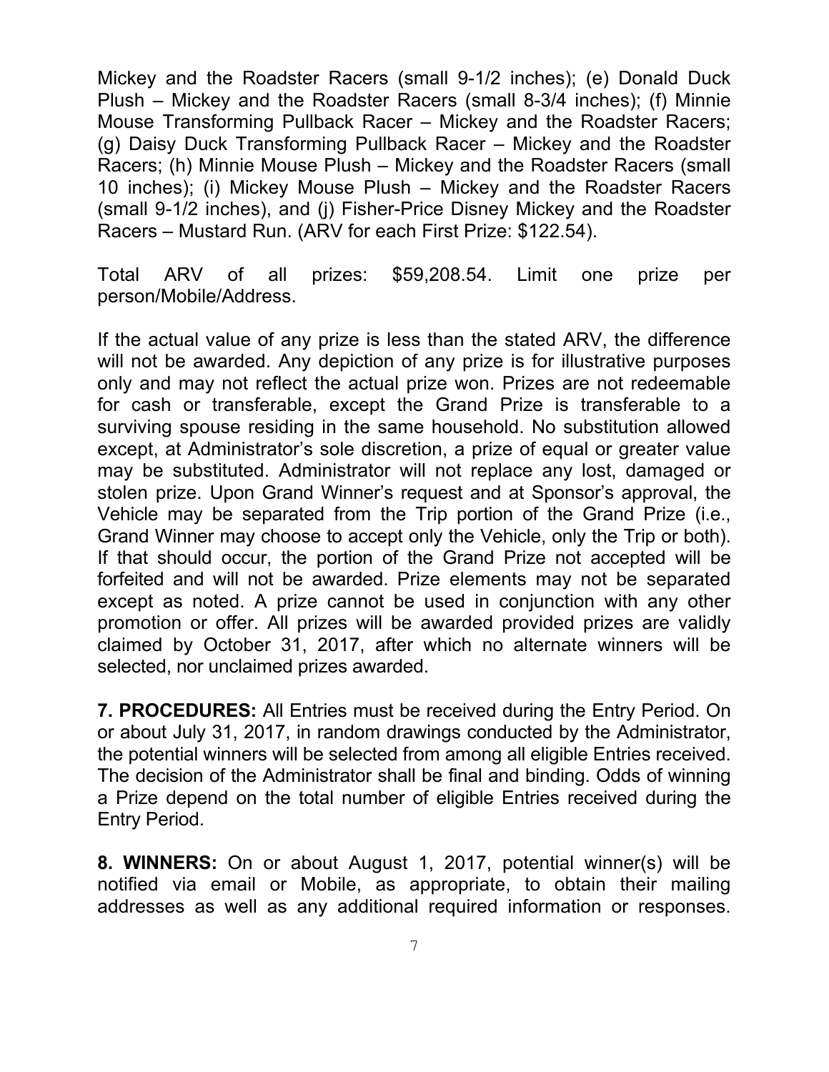Mickey and the Roadster Racers (small 9-1/2 inches); (e) Donald Duck Plush – Mickey and the Roadster Racers (small 8-3/4 inches); (f) Minnie Mouse Transforming Pullback Racer – Mickey and the Roadster Racers; (g) Daisy Duck Transforming Pullback Racer – Mickey and the Roadster Racers; (h) Minnie Mouse Plush – Mickey and the Roadster Racers (small 10 inches); (i) Mickey Mouse Plush – Mickey and the Roadster Racers (small 9-1/2 inches), and (j) Fisher-Price Disney Mickey and the Roadster Racers – Mustard Run. (ARV for each First Prize: $122.54).

Total ARV of all prizes: $59,208.54. Limit one prize per person/Mobile/Address.

If the actual value of any prize is less than the stated ARV, the difference will not be awarded. Any depiction of any prize is for illustrative purposes only and may not reflect the actual prize won. Prizes are not redeemable for cash or transferable, except the Grand Prize is transferable to a surviving spouse residing in the same household. No substitution allowed except, at Administrator's sole discretion, a prize of equal or greater value may be substituted. Administrator will not replace any lost, damaged or stolen prize. Upon Grand Winner's request and at Sponsor's approval, the Vehicle may be separated from the Trip portion of the Grand Prize (i.e., Grand Winner may choose to accept only the Vehicle, only the Trip or both). If that should occur, the portion of the Grand Prize not accepted will be forfeited and will not be awarded. Prize elements may not be separated except as noted. A prize cannot be used in conjunction with any other promotion or offer. All prizes will be awarded provided prizes are validly claimed by October 31, 2017, after which no alternate winners will be selected, nor unclaimed prizes awarded.

**7. PROCEDURES:** All Entries must be received during the Entry Period. On or about July 31, 2017, in random drawings conducted by the Administrator, the potential winners will be selected from among all eligible Entries received. The decision of the Administrator shall be final and binding. Odds of winning a Prize depend on the total number of eligible Entries received during the Entry Period.

**8. WINNERS:** On or about August 1, 2017, potential winner(s) will be notified via email or Mobile, as appropriate, to obtain their mailing addresses as well as any additional required information or responses.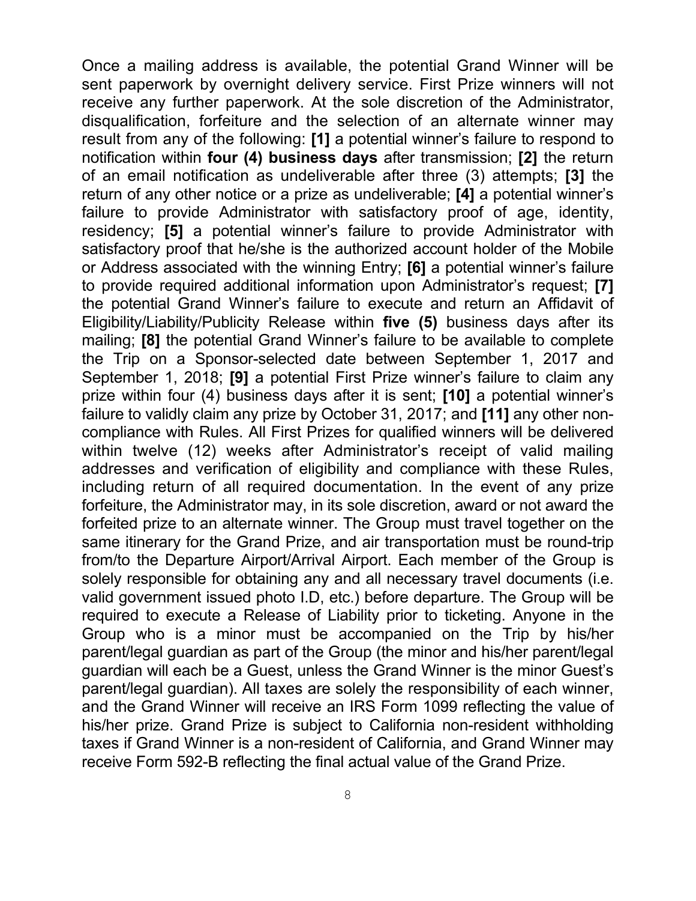Once a mailing address is available, the potential Grand Winner will be sent paperwork by overnight delivery service. First Prize winners will not receive any further paperwork. At the sole discretion of the Administrator, disqualification, forfeiture and the selection of an alternate winner may result from any of the following: **[1]** a potential winner's failure to respond to notification within **four (4) business days** after transmission; **[2]** the return of an email notification as undeliverable after three (3) attempts; **[3]** the return of any other notice or a prize as undeliverable; **[4]** a potential winner's failure to provide Administrator with satisfactory proof of age, identity, residency; **[5]** a potential winner's failure to provide Administrator with satisfactory proof that he/she is the authorized account holder of the Mobile or Address associated with the winning Entry; **[6]** a potential winner's failure to provide required additional information upon Administrator's request; **[7]** the potential Grand Winner's failure to execute and return an Affidavit of Eligibility/Liability/Publicity Release within **five (5)** business days after its mailing; **[8]** the potential Grand Winner's failure to be available to complete the Trip on a Sponsor-selected date between September 1, 2017 and September 1, 2018; **[9]** a potential First Prize winner's failure to claim any prize within four (4) business days after it is sent; **[10]** a potential winner's failure to validly claim any prize by October 31, 2017; and **[11]** any other non-compliance with Rules. All First Prizes for qualified winners will be delivered within twelve (12) weeks after Administrator's receipt of valid mailing addresses and verification of eligibility and compliance with these Rules, including return of all required documentation. In the event of any prize forfeiture, the Administrator may, in its sole discretion, award or not award the forfeited prize to an alternate winner. The Group must travel together on the same itinerary for the Grand Prize, and air transportation must be round-trip from/to the Departure Airport/Arrival Airport. Each member of the Group is solely responsible for obtaining any and all necessary travel documents (i.e. valid government issued photo I.D, etc.) before departure. The Group will be required to execute a Release of Liability prior to ticketing. Anyone in the Group who is a minor must be accompanied on the Trip by his/her parent/legal guardian as part of the Group (the minor and his/her parent/legal guardian will each be a Guest, unless the Grand Winner is the minor Guest's parent/legal guardian). All taxes are solely the responsibility of each winner, and the Grand Winner will receive an IRS Form 1099 reflecting the value of his/her prize. Grand Prize is subject to California non-resident withholding taxes if Grand Winner is a non-resident of California, and Grand Winner may receive Form 592-B reflecting the final actual value of the Grand Prize.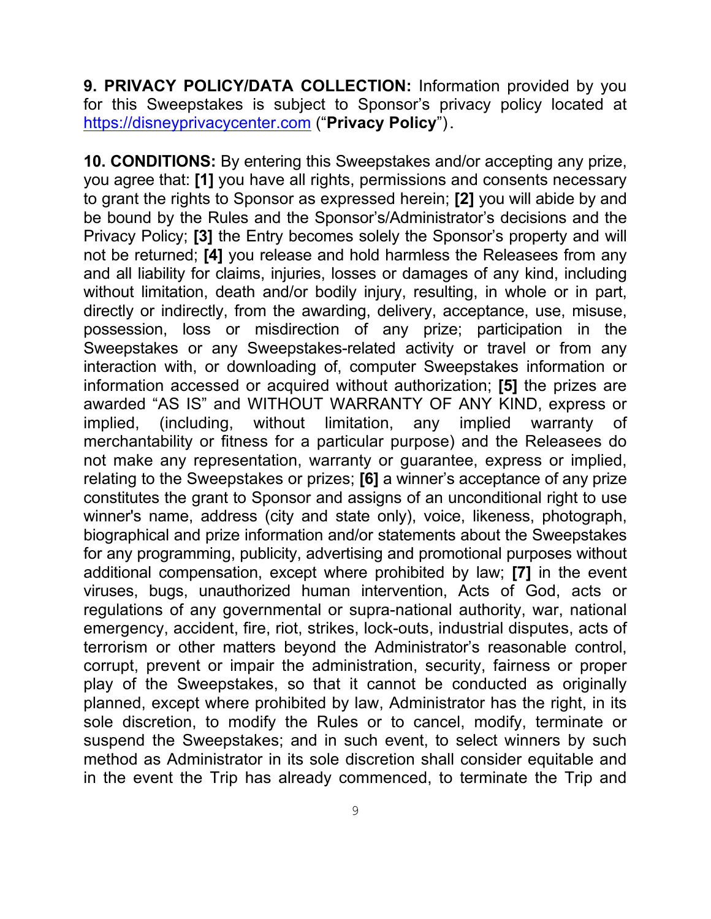**9. PRIVACY POLICY/DATA COLLECTION:** Information provided by you for this Sweepstakes is subject to Sponsor's privacy policy located at https://disneyprivacycenter.com ("**Privacy Policy**").

**10. CONDITIONS:** By entering this Sweepstakes and/or accepting any prize, you agree that: **[1]** you have all rights, permissions and consents necessary to grant the rights to Sponsor as expressed herein; **[2]** you will abide by and be bound by the Rules and the Sponsor's/Administrator's decisions and the Privacy Policy; **[3]** the Entry becomes solely the Sponsor's property and will not be returned; **[4]** you release and hold harmless the Releasees from any and all liability for claims, injuries, losses or damages of any kind, including without limitation, death and/or bodily injury, resulting, in whole or in part, directly or indirectly, from the awarding, delivery, acceptance, use, misuse, possession, loss or misdirection of any prize; participation in the Sweepstakes or any Sweepstakes-related activity or travel or from any interaction with, or downloading of, computer Sweepstakes information or information accessed or acquired without authorization; **[5]** the prizes are awarded "AS IS" and WITHOUT WARRANTY OF ANY KIND, express or implied, (including, without limitation, any implied warranty of merchantability or fitness for a particular purpose) and the Releasees do not make any representation, warranty or guarantee, express or implied, relating to the Sweepstakes or prizes; **[6]** a winner's acceptance of any prize constitutes the grant to Sponsor and assigns of an unconditional right to use winner's name, address (city and state only), voice, likeness, photograph, biographical and prize information and/or statements about the Sweepstakes for any programming, publicity, advertising and promotional purposes without additional compensation, except where prohibited by law; **[7]** in the event viruses, bugs, unauthorized human intervention, Acts of God, acts or regulations of any governmental or supra-national authority, war, national emergency, accident, fire, riot, strikes, lock-outs, industrial disputes, acts of terrorism or other matters beyond the Administrator's reasonable control, corrupt, prevent or impair the administration, security, fairness or proper play of the Sweepstakes, so that it cannot be conducted as originally planned, except where prohibited by law, Administrator has the right, in its sole discretion, to modify the Rules or to cancel, modify, terminate or suspend the Sweepstakes; and in such event, to select winners by such method as Administrator in its sole discretion shall consider equitable and in the event the Trip has already commenced, to terminate the Trip and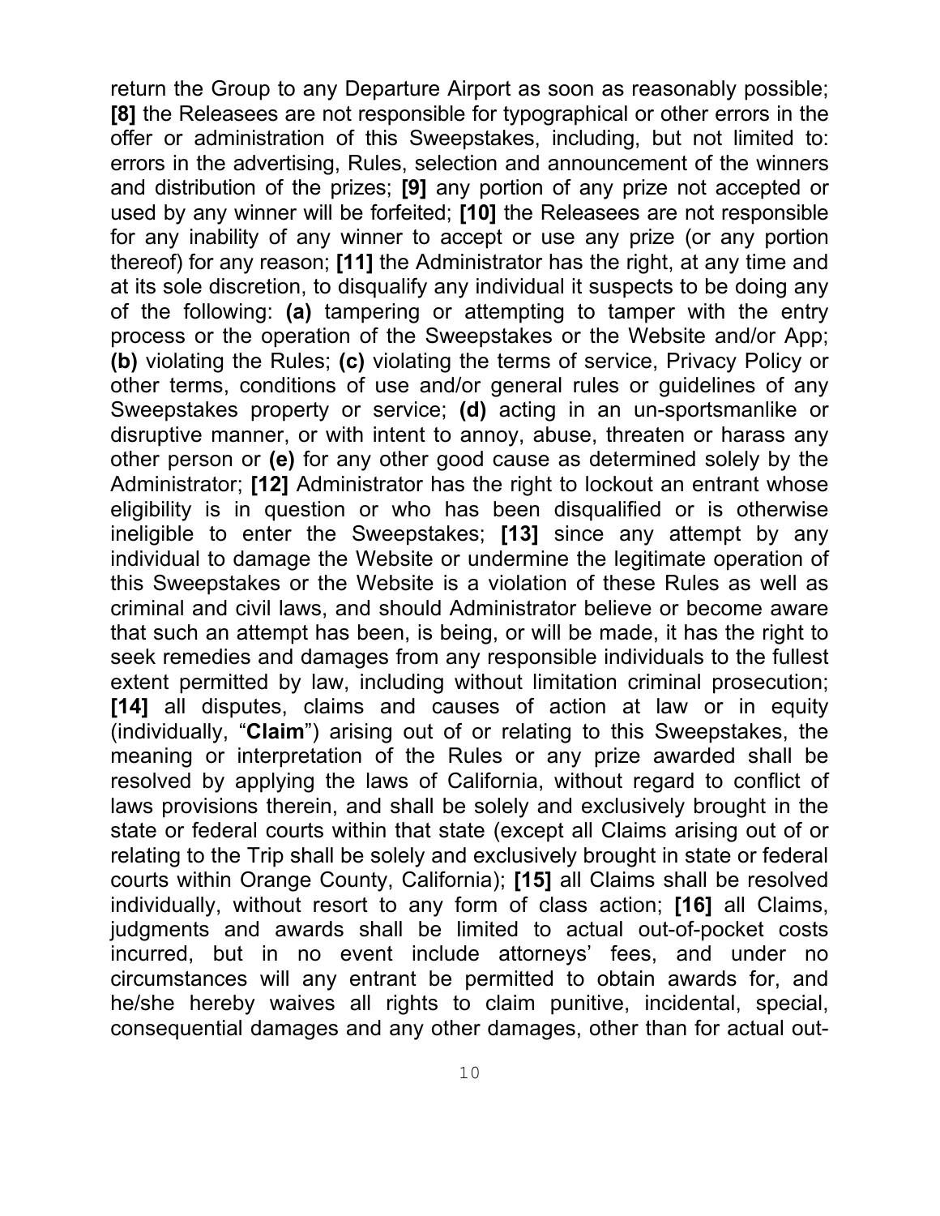return the Group to any Departure Airport as soon as reasonably possible; **[8]** the Releasees are not responsible for typographical or other errors in the offer or administration of this Sweepstakes, including, but not limited to: errors in the advertising, Rules, selection and announcement of the winners and distribution of the prizes; **[9]** any portion of any prize not accepted or used by any winner will be forfeited; **[10]** the Releasees are not responsible for any inability of any winner to accept or use any prize (or any portion thereof) for any reason; **[11]** the Administrator has the right, at any time and at its sole discretion, to disqualify any individual it suspects to be doing any of the following: **(a)** tampering or attempting to tamper with the entry process or the operation of the Sweepstakes or the Website and/or App; **(b)** violating the Rules; **(c)** violating the terms of service, Privacy Policy or other terms, conditions of use and/or general rules or guidelines of any Sweepstakes property or service; **(d)** acting in an un-sportsmanlike or disruptive manner, or with intent to annoy, abuse, threaten or harass any other person or **(e)** for any other good cause as determined solely by the Administrator; **[12]** Administrator has the right to lockout an entrant whose eligibility is in question or who has been disqualified or is otherwise ineligible to enter the Sweepstakes; **[13]** since any attempt by any individual to damage the Website or undermine the legitimate operation of this Sweepstakes or the Website is a violation of these Rules as well as criminal and civil laws, and should Administrator believe or become aware that such an attempt has been, is being, or will be made, it has the right to seek remedies and damages from any responsible individuals to the fullest extent permitted by law, including without limitation criminal prosecution; **[14]** all disputes, claims and causes of action at law or in equity (individually, "**Claim**") arising out of or relating to this Sweepstakes, the meaning or interpretation of the Rules or any prize awarded shall be resolved by applying the laws of California, without regard to conflict of laws provisions therein, and shall be solely and exclusively brought in the state or federal courts within that state (except all Claims arising out of or relating to the Trip shall be solely and exclusively brought in state or federal courts within Orange County, California); **[15]** all Claims shall be resolved individually, without resort to any form of class action; **[16]** all Claims, judgments and awards shall be limited to actual out-of-pocket costs incurred, but in no event include attorneys' fees, and under no circumstances will any entrant be permitted to obtain awards for, and he/she hereby waives all rights to claim punitive, incidental, special, consequential damages and any other damages, other than for actual out-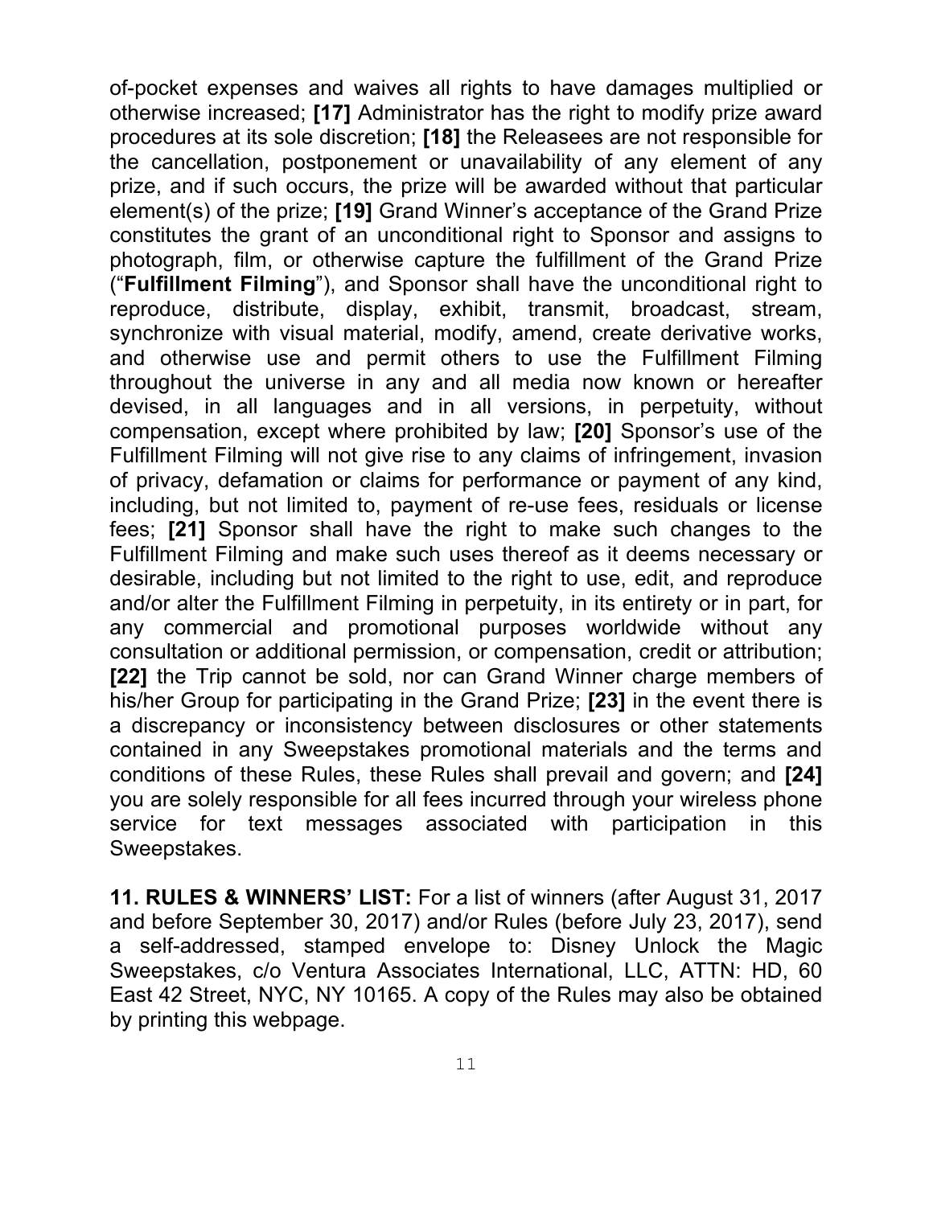of-pocket expenses and waives all rights to have damages multiplied or otherwise increased; **[17]** Administrator has the right to modify prize award procedures at its sole discretion; **[18]** the Releasees are not responsible for the cancellation, postponement or unavailability of any element of any prize, and if such occurs, the prize will be awarded without that particular element(s) of the prize; **[19]** Grand Winner's acceptance of the Grand Prize constitutes the grant of an unconditional right to Sponsor and assigns to photograph, film, or otherwise capture the fulfillment of the Grand Prize ("**Fulfillment Filming**"), and Sponsor shall have the unconditional right to reproduce, distribute, display, exhibit, transmit, broadcast, stream, synchronize with visual material, modify, amend, create derivative works, and otherwise use and permit others to use the Fulfillment Filming throughout the universe in any and all media now known or hereafter devised, in all languages and in all versions, in perpetuity, without compensation, except where prohibited by law; **[20]** Sponsor's use of the Fulfillment Filming will not give rise to any claims of infringement, invasion of privacy, defamation or claims for performance or payment of any kind, including, but not limited to, payment of re-use fees, residuals or license fees; **[21]** Sponsor shall have the right to make such changes to the Fulfillment Filming and make such uses thereof as it deems necessary or desirable, including but not limited to the right to use, edit, and reproduce and/or alter the Fulfillment Filming in perpetuity, in its entirety or in part, for any commercial and promotional purposes worldwide without any consultation or additional permission, or compensation, credit or attribution; **[22]** the Trip cannot be sold, nor can Grand Winner charge members of his/her Group for participating in the Grand Prize; **[23]** in the event there is a discrepancy or inconsistency between disclosures or other statements contained in any Sweepstakes promotional materials and the terms and conditions of these Rules, these Rules shall prevail and govern; and **[24]** you are solely responsible for all fees incurred through your wireless phone service for text messages associated with participation in this Sweepstakes.

**11. RULES & WINNERS' LIST:** For a list of winners (after August 31, 2017 and before September 30, 2017) and/or Rules (before July 23, 2017), send a self-addressed, stamped envelope to: Disney Unlock the Magic Sweepstakes, c/o Ventura Associates International, LLC, ATTN: HD, 60 East 42 Street, NYC, NY 10165. A copy of the Rules may also be obtained by printing this webpage.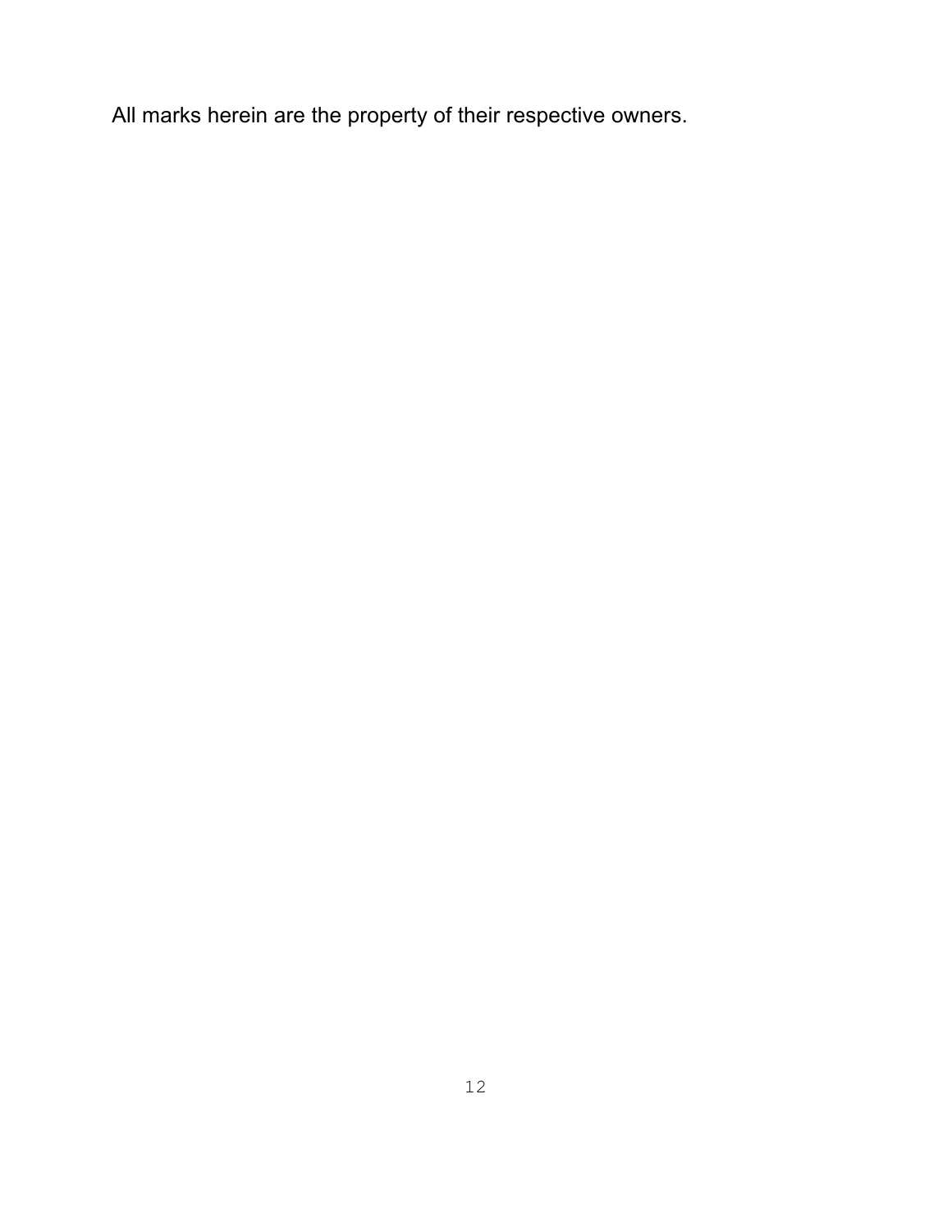All marks herein are the property of their respective owners.